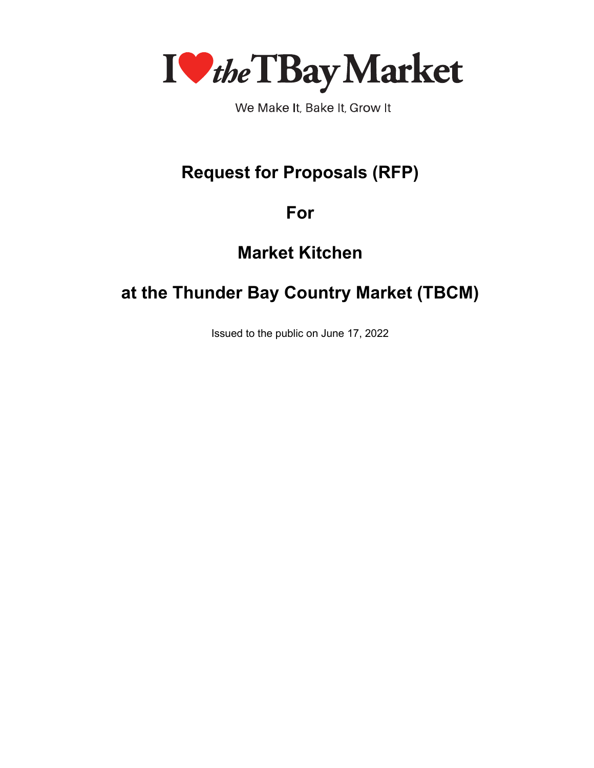I ❤ the TBay Market

We Make It, Bake It, Grow It

# Request for Proposals (RFP)

# For

# Market Kitchen

# at the Thunder Bay Country Market (TBCM)

Issued to the public on June 17, 2022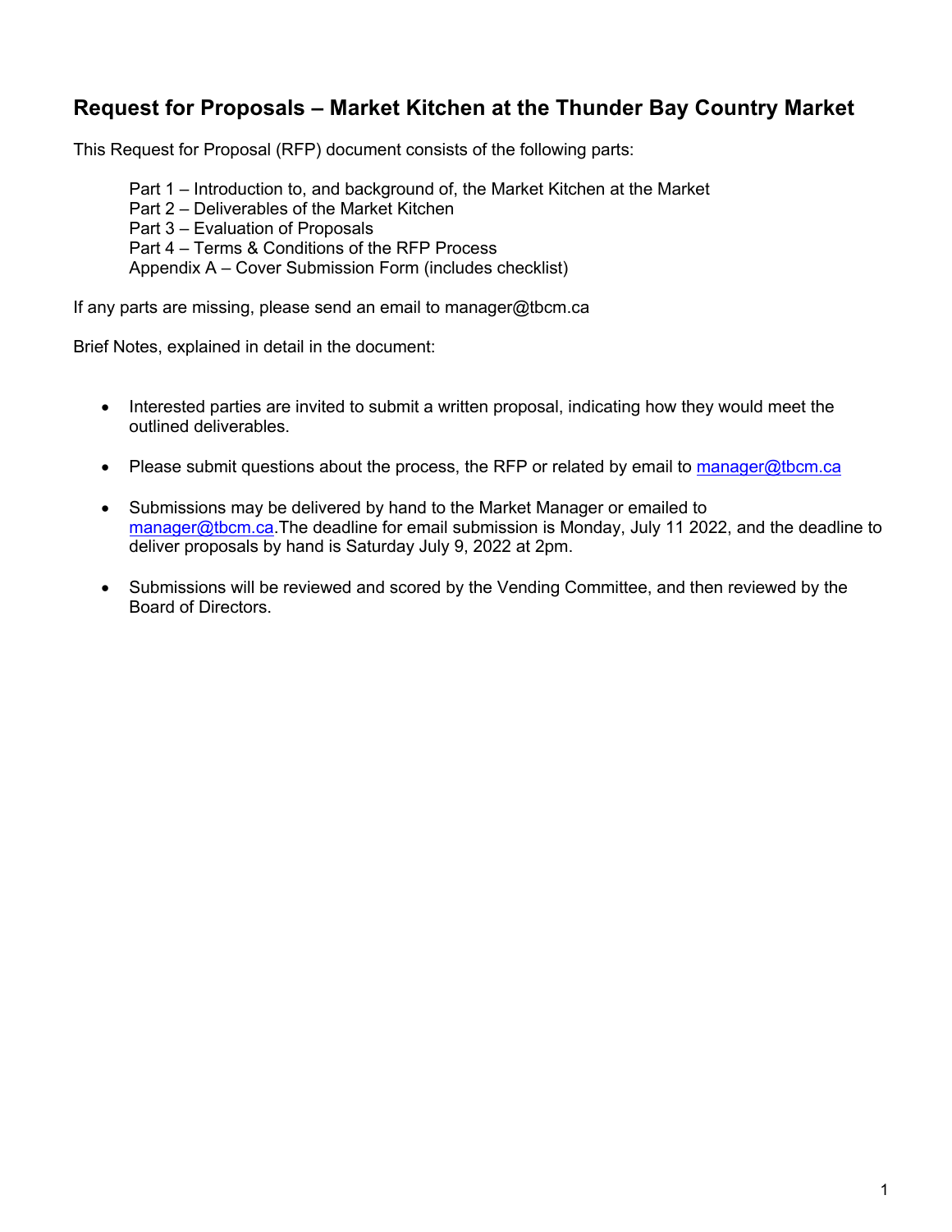## Request for Proposals – Market Kitchen at the Thunder Bay Country Market

This Request for Proposal (RFP) document consists of the following parts:

Part 1 – Introduction to, and background of, the Market Kitchen at the Market
Part 2 – Deliverables of the Market Kitchen
Part 3 – Evaluation of Proposals
Part 4 – Terms & Conditions of the RFP Process
Appendix A – Cover Submission Form (includes checklist)

If any parts are missing, please send an email to manager@tbcm.ca

Brief Notes, explained in detail in the document:

- Interested parties are invited to submit a written proposal, indicating how they would meet the outlined deliverables.
- Please submit questions about the process, the RFP or related by email to manager@tbcm.ca
- Submissions may be delivered by hand to the Market Manager or emailed to manager@tbcm.ca.The deadline for email submission is Monday, July 11 2022, and the deadline to deliver proposals by hand is Saturday July 9, 2022 at 2pm.
- Submissions will be reviewed and scored by the Vending Committee, and then reviewed by the Board of Directors.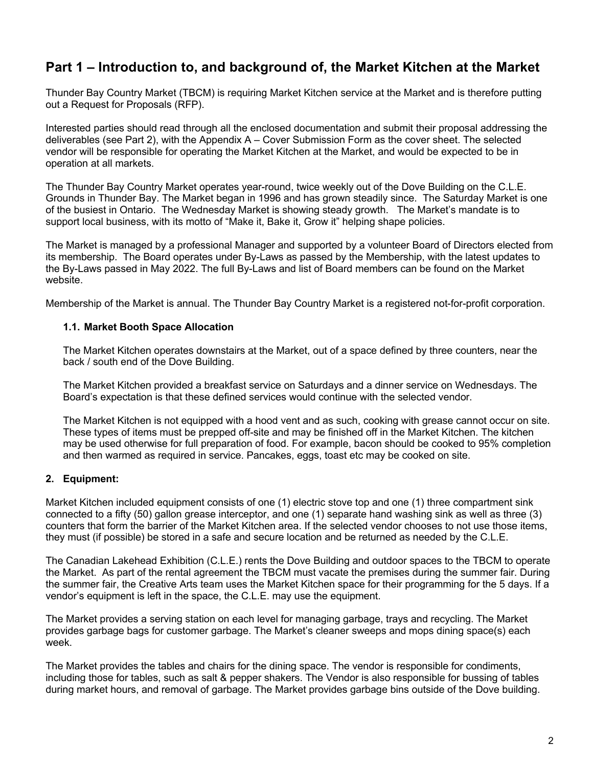## Part 1 – Introduction to, and background of, the Market Kitchen at the Market

Thunder Bay Country Market (TBCM) is requiring Market Kitchen service at the Market and is therefore putting out a Request for Proposals (RFP).

Interested parties should read through all the enclosed documentation and submit their proposal addressing the deliverables (see Part 2), with the Appendix A – Cover Submission Form as the cover sheet. The selected vendor will be responsible for operating the Market Kitchen at the Market, and would be expected to be in operation at all markets.

The Thunder Bay Country Market operates year-round, twice weekly out of the Dove Building on the C.L.E. Grounds in Thunder Bay. The Market began in 1996 and has grown steadily since. The Saturday Market is one of the busiest in Ontario. The Wednesday Market is showing steady growth. The Market's mandate is to support local business, with its motto of "Make it, Bake it, Grow it" helping shape policies.

The Market is managed by a professional Manager and supported by a volunteer Board of Directors elected from its membership. The Board operates under By-Laws as passed by the Membership, with the latest updates to the By-Laws passed in May 2022. The full By-Laws and list of Board members can be found on the Market website.

Membership of the Market is annual. The Thunder Bay Country Market is a registered not-for-profit corporation.

### 1.1. Market Booth Space Allocation

The Market Kitchen operates downstairs at the Market, out of a space defined by three counters, near the back / south end of the Dove Building.

The Market Kitchen provided a breakfast service on Saturdays and a dinner service on Wednesdays. The Board's expectation is that these defined services would continue with the selected vendor.

The Market Kitchen is not equipped with a hood vent and as such, cooking with grease cannot occur on site. These types of items must be prepped off-site and may be finished off in the Market Kitchen. The kitchen may be used otherwise for full preparation of food. For example, bacon should be cooked to 95% completion and then warmed as required in service. Pancakes, eggs, toast etc may be cooked on site.

### 2. Equipment:

Market Kitchen included equipment consists of one (1) electric stove top and one (1) three compartment sink connected to a fifty (50) gallon grease interceptor, and one (1) separate hand washing sink as well as three (3) counters that form the barrier of the Market Kitchen area. If the selected vendor chooses to not use those items, they must (if possible) be stored in a safe and secure location and be returned as needed by the C.L.E.

The Canadian Lakehead Exhibition (C.L.E.) rents the Dove Building and outdoor spaces to the TBCM to operate the Market. As part of the rental agreement the TBCM must vacate the premises during the summer fair. During the summer fair, the Creative Arts team uses the Market Kitchen space for their programming for the 5 days. If a vendor's equipment is left in the space, the C.L.E. may use the equipment.

The Market provides a serving station on each level for managing garbage, trays and recycling. The Market provides garbage bags for customer garbage. The Market's cleaner sweeps and mops dining space(s) each week.

The Market provides the tables and chairs for the dining space. The vendor is responsible for condiments, including those for tables, such as salt & pepper shakers. The Vendor is also responsible for bussing of tables during market hours, and removal of garbage. The Market provides garbage bins outside of the Dove building.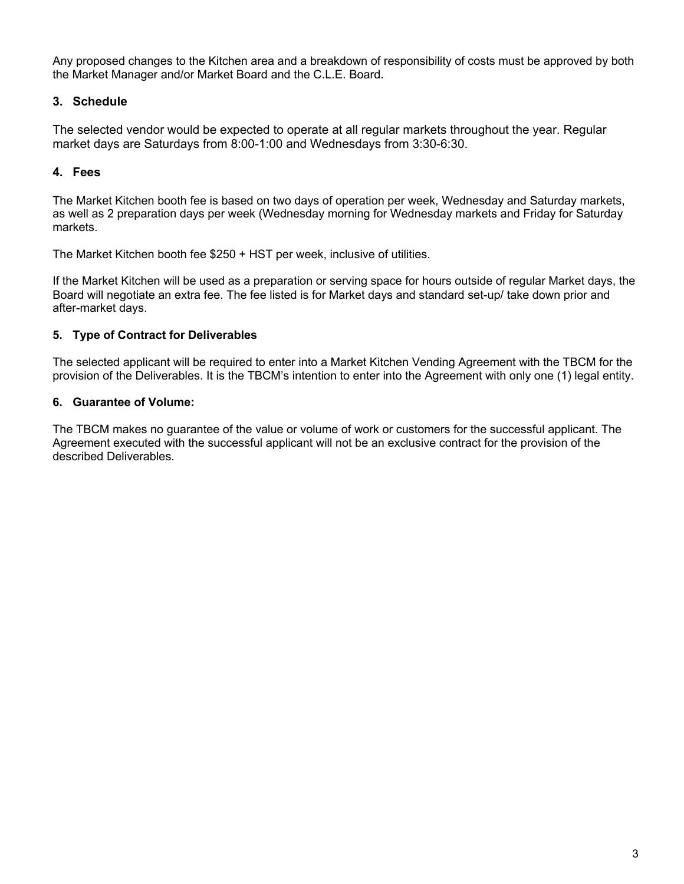Any proposed changes to the Kitchen area and a breakdown of responsibility of costs must be approved by both the Market Manager and/or Market Board and the C.L.E. Board.

### 3. Schedule

The selected vendor would be expected to operate at all regular markets throughout the year. Regular market days are Saturdays from 8:00-1:00 and Wednesdays from 3:30-6:30.

### 4. Fees

The Market Kitchen booth fee is based on two days of operation per week, Wednesday and Saturday markets, as well as 2 preparation days per week (Wednesday morning for Wednesday markets and Friday for Saturday markets.

The Market Kitchen booth fee $250 + HST per week, inclusive of utilities.

If the Market Kitchen will be used as a preparation or serving space for hours outside of regular Market days, the Board will negotiate an extra fee. The fee listed is for Market days and standard set-up/ take down prior and after-market days.

### 5. Type of Contract for Deliverables

The selected applicant will be required to enter into a Market Kitchen Vending Agreement with the TBCM for the provision of the Deliverables. It is the TBCM's intention to enter into the Agreement with only one (1) legal entity.

### 6. Guarantee of Volume:

The TBCM makes no guarantee of the value or volume of work or customers for the successful applicant. The Agreement executed with the successful applicant will not be an exclusive contract for the provision of the described Deliverables.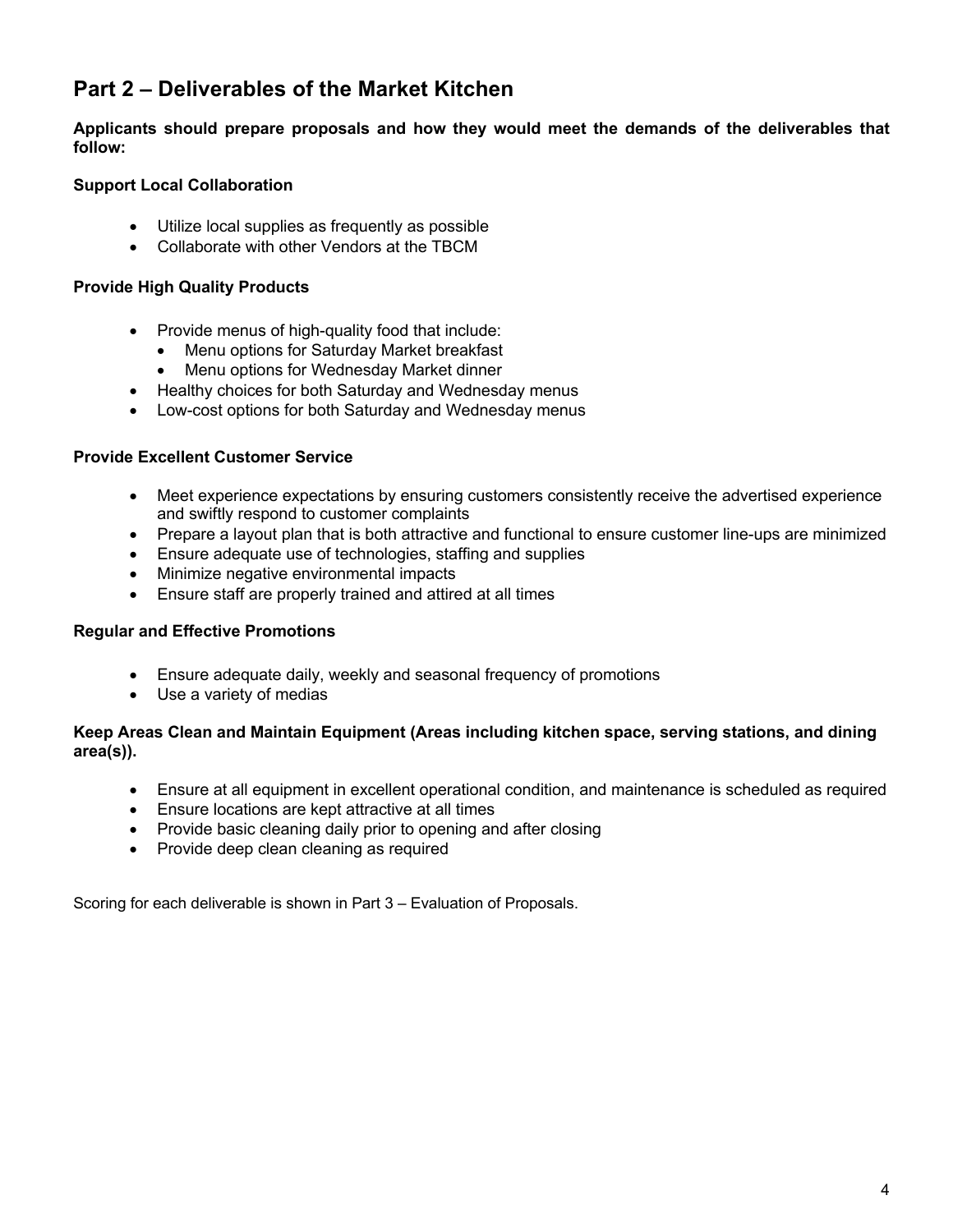## Part 2 – Deliverables of the Market Kitchen

**Applicants should prepare proposals and how they would meet the demands of the deliverables that follow:**

**Support Local Collaboration**

- Utilize local supplies as frequently as possible
- Collaborate with other Vendors at the TBCM

**Provide High Quality Products**

- Provide menus of high-quality food that include:
  - Menu options for Saturday Market breakfast
  - Menu options for Wednesday Market dinner
- Healthy choices for both Saturday and Wednesday menus
- Low-cost options for both Saturday and Wednesday menus

**Provide Excellent Customer Service**

- Meet experience expectations by ensuring customers consistently receive the advertised experience and swiftly respond to customer complaints
- Prepare a layout plan that is both attractive and functional to ensure customer line-ups are minimized
- Ensure adequate use of technologies, staffing and supplies
- Minimize negative environmental impacts
- Ensure staff are properly trained and attired at all times

**Regular and Effective Promotions**

- Ensure adequate daily, weekly and seasonal frequency of promotions
- Use a variety of medias

**Keep Areas Clean and Maintain Equipment (Areas including kitchen space, serving stations, and dining area(s)).**

- Ensure at all equipment in excellent operational condition, and maintenance is scheduled as required
- Ensure locations are kept attractive at all times
- Provide basic cleaning daily prior to opening and after closing
- Provide deep clean cleaning as required

Scoring for each deliverable is shown in Part 3 – Evaluation of Proposals.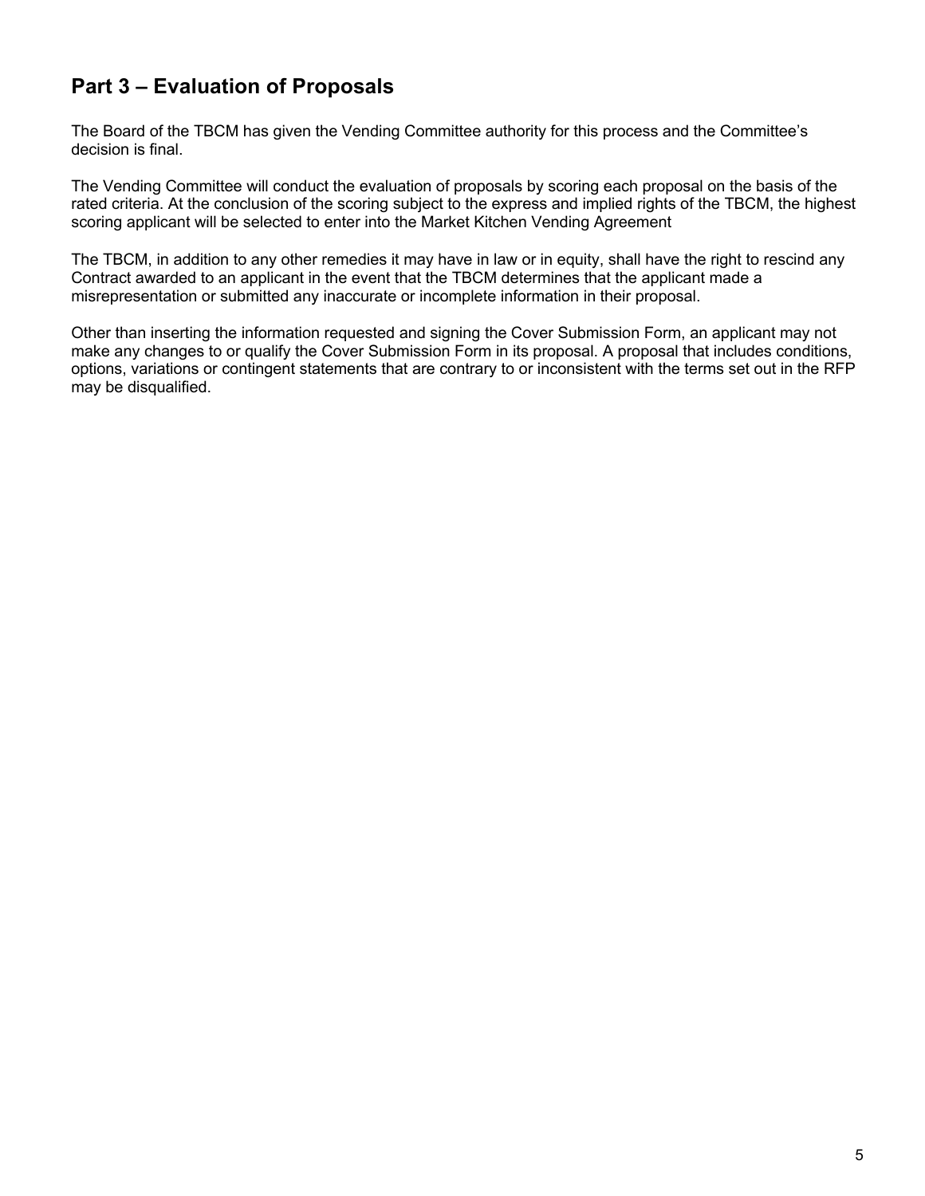## Part 3 – Evaluation of Proposals

The Board of the TBCM has given the Vending Committee authority for this process and the Committee's decision is final.

The Vending Committee will conduct the evaluation of proposals by scoring each proposal on the basis of the rated criteria. At the conclusion of the scoring subject to the express and implied rights of the TBCM, the highest scoring applicant will be selected to enter into the Market Kitchen Vending Agreement

The TBCM, in addition to any other remedies it may have in law or in equity, shall have the right to rescind any Contract awarded to an applicant in the event that the TBCM determines that the applicant made a misrepresentation or submitted any inaccurate or incomplete information in their proposal.

Other than inserting the information requested and signing the Cover Submission Form, an applicant may not make any changes to or qualify the Cover Submission Form in its proposal. A proposal that includes conditions, options, variations or contingent statements that are contrary to or inconsistent with the terms set out in the RFP may be disqualified.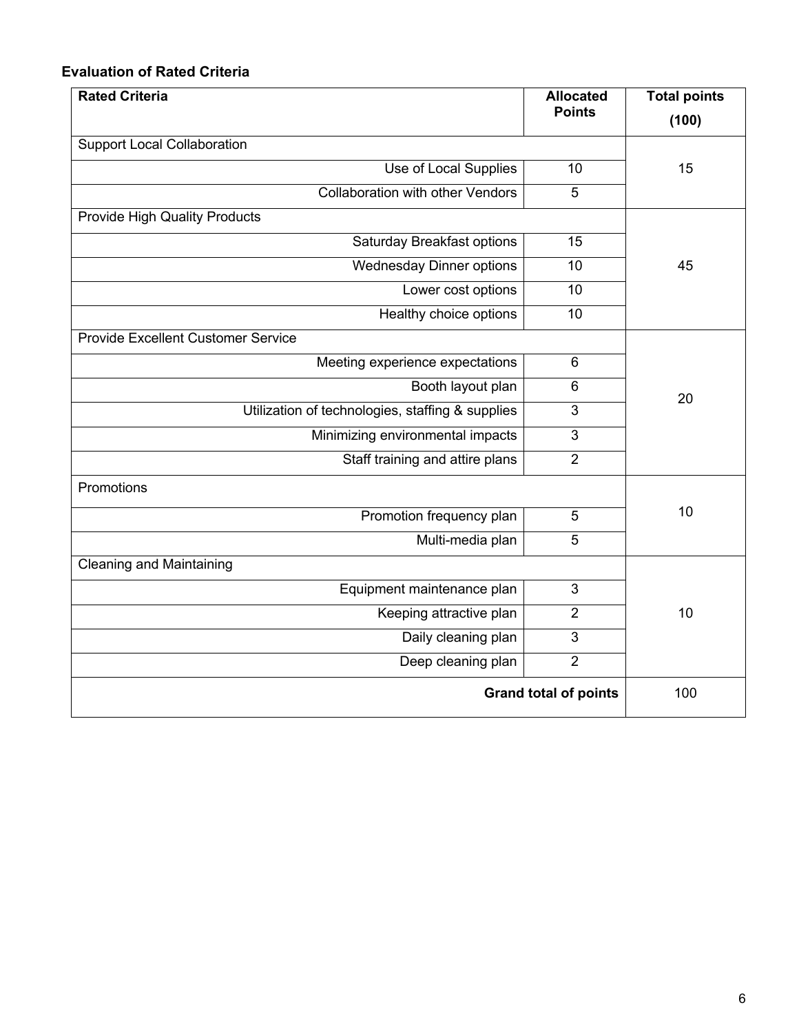**Evaluation of Rated Criteria**

| Rated Criteria | Allocated Points | Total points (100) |
|---|---|---|
| Support Local Collaboration | | 15 |
| Use of Local Supplies | 10 | |
| Collaboration with other Vendors | 5 | |
| Provide High Quality Products | | 45 |
| Saturday Breakfast options | 15 | |
| Wednesday Dinner options | 10 | |
| Lower cost options | 10 | |
| Healthy choice options | 10 | |
| Provide Excellent Customer Service | | 20 |
| Meeting experience expectations | 6 | |
| Booth layout plan | 6 | |
| Utilization of technologies, staffing & supplies | 3 | |
| Minimizing environmental impacts | 3 | |
| Staff training and attire plans | 2 | |
| Promotions | | 10 |
| Promotion frequency plan | 5 | |
| Multi-media plan | 5 | |
| Cleaning and Maintaining | | 10 |
| Equipment maintenance plan | 3 | |
| Keeping attractive plan | 2 | |
| Daily cleaning plan | 3 | |
| Deep cleaning plan | 2 | |
| **Grand total of points** | | 100 |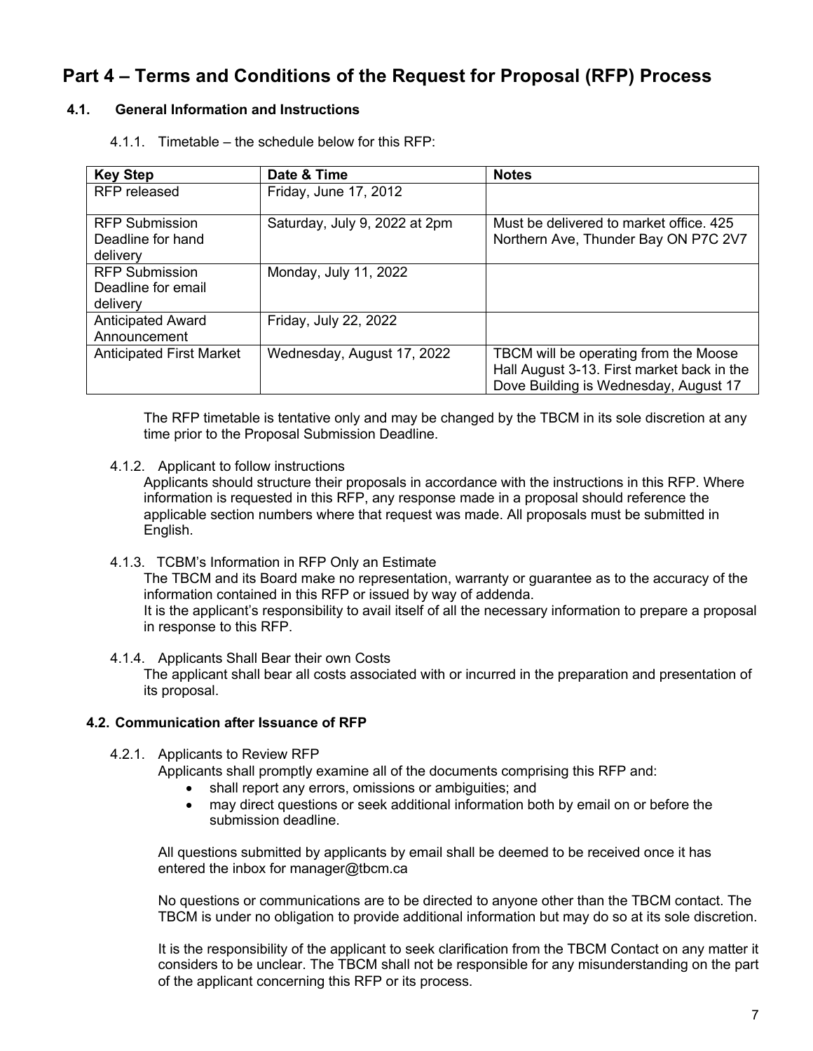# Part 4 – Terms and Conditions of the Request for Proposal (RFP) Process

## 4.1. General Information and Instructions

4.1.1. Timetable – the schedule below for this RFP:

| Key Step | Date & Time | Notes |
|---|---|---|
| RFP released | Friday, June 17, 2012 | |
| RFP Submission Deadline for hand delivery | Saturday, July 9, 2022 at 2pm | Must be delivered to market office. 425 Northern Ave, Thunder Bay ON P7C 2V7 |
| RFP Submission Deadline for email delivery | Monday, July 11, 2022 | |
| Anticipated Award Announcement | Friday, July 22, 2022 | |
| Anticipated First Market | Wednesday, August 17, 2022 | TBCM will be operating from the Moose Hall August 3-13. First market back in the Dove Building is Wednesday, August 17 |

The RFP timetable is tentative only and may be changed by the TBCM in its sole discretion at any time prior to the Proposal Submission Deadline.

4.1.2. Applicant to follow instructions

Applicants should structure their proposals in accordance with the instructions in this RFP. Where information is requested in this RFP, any response made in a proposal should reference the applicable section numbers where that request was made. All proposals must be submitted in English.

4.1.3. TCBM's Information in RFP Only an Estimate

The TBCM and its Board make no representation, warranty or guarantee as to the accuracy of the information contained in this RFP or issued by way of addenda.
It is the applicant's responsibility to avail itself of all the necessary information to prepare a proposal in response to this RFP.

4.1.4. Applicants Shall Bear their own Costs

The applicant shall bear all costs associated with or incurred in the preparation and presentation of its proposal.

## 4.2. Communication after Issuance of RFP

4.2.1. Applicants to Review RFP

Applicants shall promptly examine all of the documents comprising this RFP and:

- shall report any errors, omissions or ambiguities; and
- may direct questions or seek additional information both by email on or before the submission deadline.

All questions submitted by applicants by email shall be deemed to be received once it has entered the inbox for manager@tbcm.ca

No questions or communications are to be directed to anyone other than the TBCM contact. The TBCM is under no obligation to provide additional information but may do so at its sole discretion.

It is the responsibility of the applicant to seek clarification from the TBCM Contact on any matter it considers to be unclear. The TBCM shall not be responsible for any misunderstanding on the part of the applicant concerning this RFP or its process.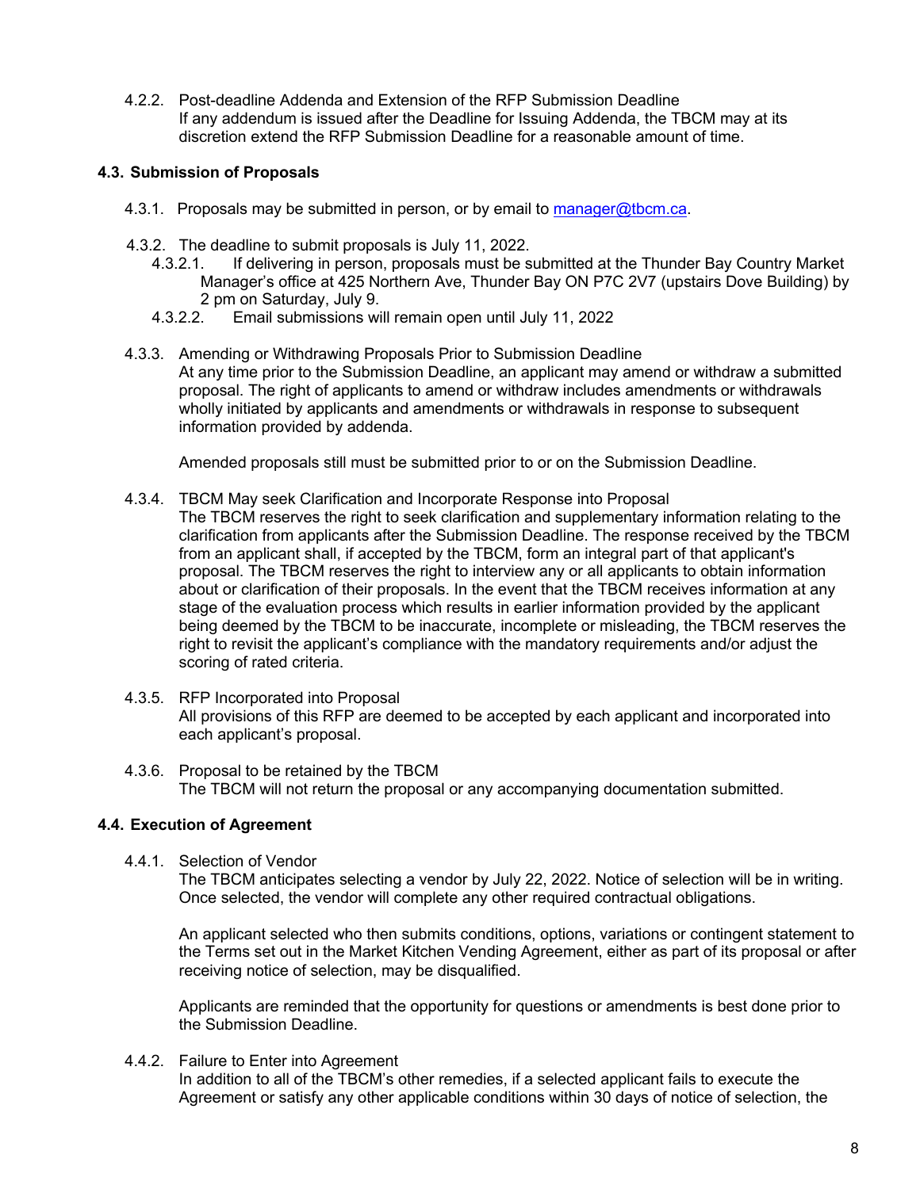4.2.2. Post-deadline Addenda and Extension of the RFP Submission Deadline
If any addendum is issued after the Deadline for Issuing Addenda, the TBCM may at its discretion extend the RFP Submission Deadline for a reasonable amount of time.

### 4.3. Submission of Proposals

4.3.1. Proposals may be submitted in person, or by email to manager@tbcm.ca.

4.3.2. The deadline to submit proposals is July 11, 2022.

4.3.2.1. If delivering in person, proposals must be submitted at the Thunder Bay Country Market Manager's office at 425 Northern Ave, Thunder Bay ON P7C 2V7 (upstairs Dove Building) by 2 pm on Saturday, July 9.

4.3.2.2. Email submissions will remain open until July 11, 2022

4.3.3. Amending or Withdrawing Proposals Prior to Submission Deadline
At any time prior to the Submission Deadline, an applicant may amend or withdraw a submitted proposal. The right of applicants to amend or withdraw includes amendments or withdrawals wholly initiated by applicants and amendments or withdrawals in response to subsequent information provided by addenda.

Amended proposals still must be submitted prior to or on the Submission Deadline.

4.3.4. TBCM May seek Clarification and Incorporate Response into Proposal
The TBCM reserves the right to seek clarification and supplementary information relating to the clarification from applicants after the Submission Deadline. The response received by the TBCM from an applicant shall, if accepted by the TBCM, form an integral part of that applicant's proposal. The TBCM reserves the right to interview any or all applicants to obtain information about or clarification of their proposals. In the event that the TBCM receives information at any stage of the evaluation process which results in earlier information provided by the applicant being deemed by the TBCM to be inaccurate, incomplete or misleading, the TBCM reserves the right to revisit the applicant's compliance with the mandatory requirements and/or adjust the scoring of rated criteria.

4.3.5. RFP Incorporated into Proposal
All provisions of this RFP are deemed to be accepted by each applicant and incorporated into each applicant's proposal.

4.3.6. Proposal to be retained by the TBCM
The TBCM will not return the proposal or any accompanying documentation submitted.

### 4.4. Execution of Agreement

4.4.1. Selection of Vendor
The TBCM anticipates selecting a vendor by July 22, 2022. Notice of selection will be in writing. Once selected, the vendor will complete any other required contractual obligations.

An applicant selected who then submits conditions, options, variations or contingent statement to the Terms set out in the Market Kitchen Vending Agreement, either as part of its proposal or after receiving notice of selection, may be disqualified.

Applicants are reminded that the opportunity for questions or amendments is best done prior to the Submission Deadline.

4.4.2. Failure to Enter into Agreement
In addition to all of the TBCM's other remedies, if a selected applicant fails to execute the Agreement or satisfy any other applicable conditions within 30 days of notice of selection, the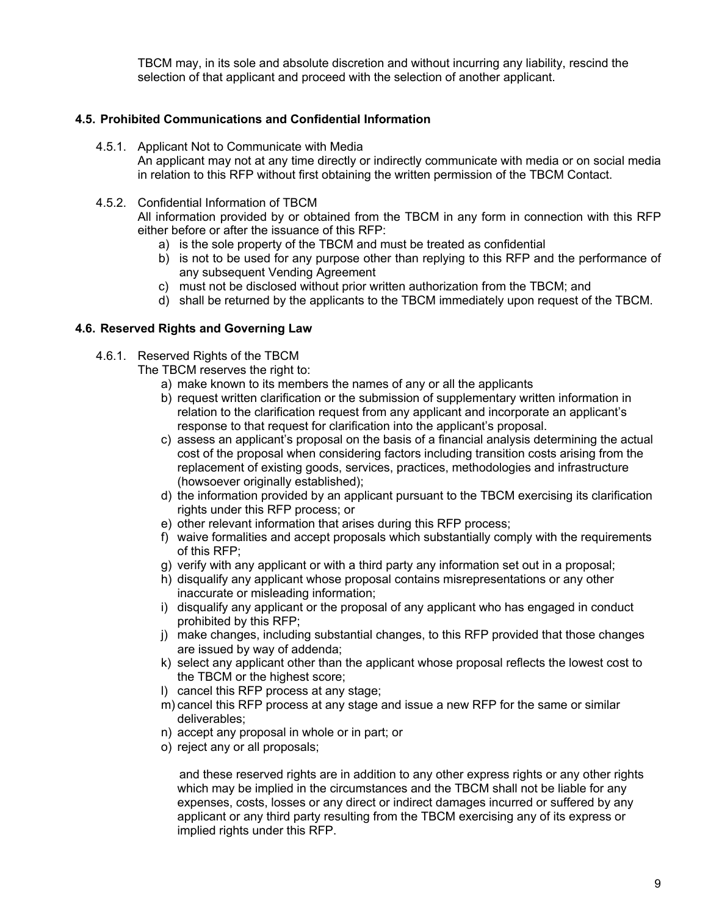TBCM may, in its sole and absolute discretion and without incurring any liability, rescind the selection of that applicant and proceed with the selection of another applicant.

### 4.5. Prohibited Communications and Confidential Information

4.5.1. Applicant Not to Communicate with Media

An applicant may not at any time directly or indirectly communicate with media or on social media in relation to this RFP without first obtaining the written permission of the TBCM Contact.

4.5.2. Confidential Information of TBCM

All information provided by or obtained from the TBCM in any form in connection with this RFP either before or after the issuance of this RFP:

a) is the sole property of the TBCM and must be treated as confidential
b) is not to be used for any purpose other than replying to this RFP and the performance of any subsequent Vending Agreement
c) must not be disclosed without prior written authorization from the TBCM; and
d) shall be returned by the applicants to the TBCM immediately upon request of the TBCM.

### 4.6. Reserved Rights and Governing Law

4.6.1. Reserved Rights of the TBCM

The TBCM reserves the right to:

a) make known to its members the names of any or all the applicants
b) request written clarification or the submission of supplementary written information in relation to the clarification request from any applicant and incorporate an applicant's response to that request for clarification into the applicant's proposal.
c) assess an applicant's proposal on the basis of a financial analysis determining the actual cost of the proposal when considering factors including transition costs arising from the replacement of existing goods, services, practices, methodologies and infrastructure (howsoever originally established);
d) the information provided by an applicant pursuant to the TBCM exercising its clarification rights under this RFP process; or
e) other relevant information that arises during this RFP process;
f) waive formalities and accept proposals which substantially comply with the requirements of this RFP;
g) verify with any applicant or with a third party any information set out in a proposal;
h) disqualify any applicant whose proposal contains misrepresentations or any other inaccurate or misleading information;
i) disqualify any applicant or the proposal of any applicant who has engaged in conduct prohibited by this RFP;
j) make changes, including substantial changes, to this RFP provided that those changes are issued by way of addenda;
k) select any applicant other than the applicant whose proposal reflects the lowest cost to the TBCM or the highest score;
l) cancel this RFP process at any stage;
m) cancel this RFP process at any stage and issue a new RFP for the same or similar deliverables;
n) accept any proposal in whole or in part; or
o) reject any or all proposals;

and these reserved rights are in addition to any other express rights or any other rights which may be implied in the circumstances and the TBCM shall not be liable for any expenses, costs, losses or any direct or indirect damages incurred or suffered by any applicant or any third party resulting from the TBCM exercising any of its express or implied rights under this RFP.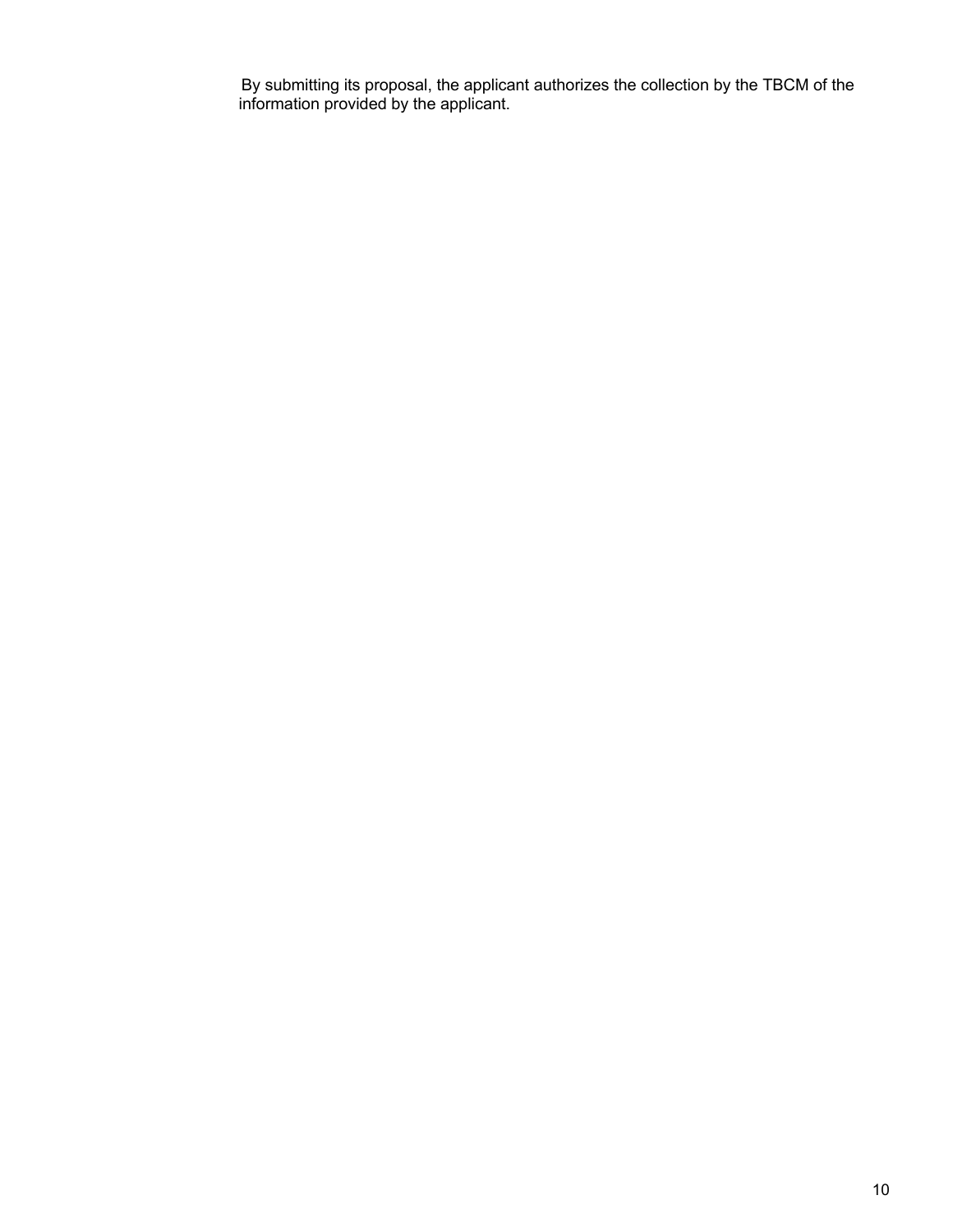By submitting its proposal, the applicant authorizes the collection by the TBCM of the information provided by the applicant.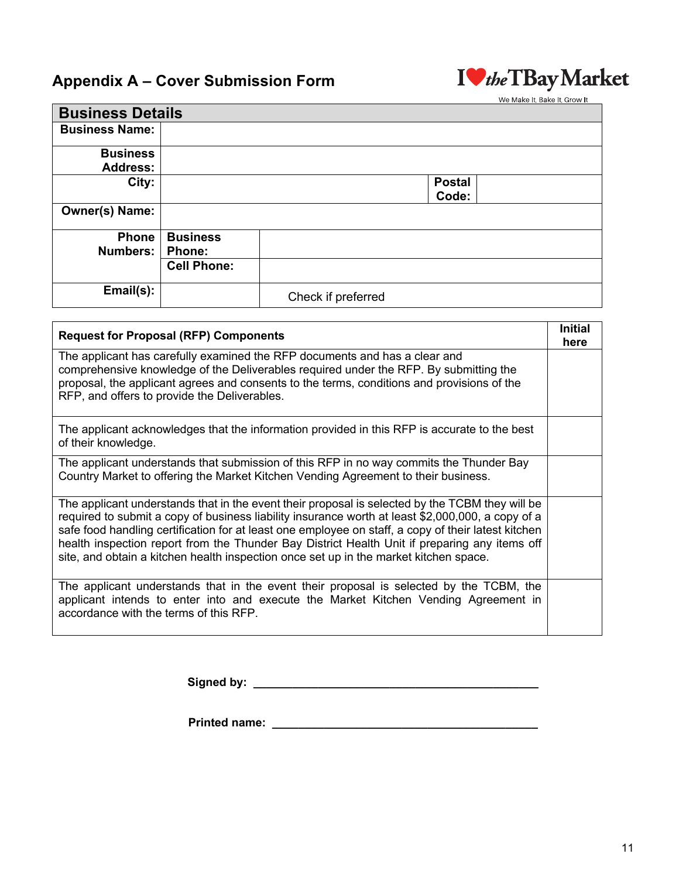# Appendix A – Cover Submission Form

I ♥ the TBay Market
We Make It, Bake It, Grow It

| Business Details | | | |
|---|---|---|---|
| **Business Name:** | | | |
| **Business Address:** | | | |
| **City:** | | **Postal Code:** | |
| **Owner(s) Name:** | | | |
| **Phone Numbers:** | **Business Phone:** | | |
| | **Cell Phone:** | | |
| **Email(s):** | | Check if preferred | |

| Request for Proposal (RFP) Components | Initial here |
|---|---|
| The applicant has carefully examined the RFP documents and has a clear and comprehensive knowledge of the Deliverables required under the RFP. By submitting the proposal, the applicant agrees and consents to the terms, conditions and provisions of the RFP, and offers to provide the Deliverables. | |
| The applicant acknowledges that the information provided in this RFP is accurate to the best of their knowledge. | |
| The applicant understands that submission of this RFP in no way commits the Thunder Bay Country Market to offering the Market Kitchen Vending Agreement to their business. | |
| The applicant understands that in the event their proposal is selected by the TCBM they will be required to submit a copy of business liability insurance worth at least $2,000,000, a copy of a safe food handling certification for at least one employee on staff, a copy of their latest kitchen health inspection report from the Thunder Bay District Health Unit if preparing any items off site, and obtain a kitchen health inspection once set up in the market kitchen space. | |
| The applicant understands that in the event their proposal is selected by the TCBM, the applicant intends to enter into and execute the Market Kitchen Vending Agreement in accordance with the terms of this RFP. | |

**Signed by:** ____________________________________________

**Printed name:** ________________________________________